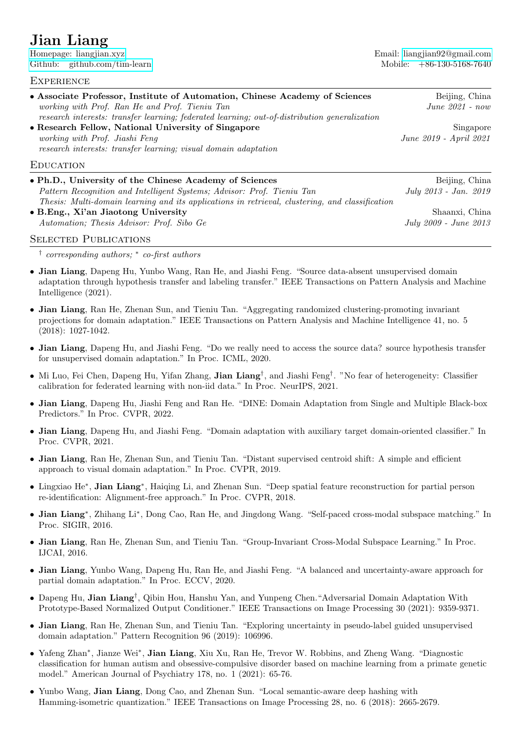# Jian Liang

Homepage: liangjian.xyz
Github: github.com/tim-learn

Email: liangjian92@gmail.com
Mobile: +86-130-5168-7640

## Experience

- **Associate Professor, Institute of Automation, Chinese Academy of Sciences** — Beijing, China
  *working with Prof. Ran He and Prof. Tieniu Tan* — *June 2021 - now*
  *research interests: transfer learning; federated learning; out-of-distribution generalization*
- **Research Fellow, National University of Singapore** — Singapore
  *working with Prof. Jiashi Feng* — *June 2019 - April 2021*
  *research interests: transfer learning; visual domain adaptation*

## Education

- **Ph.D., University of the Chinese Academy of Sciences** — Beijing, China
  *Pattern Recognition and Intelligent Systems; Advisor: Prof. Tieniu Tan* — *July 2013 - Jan. 2019*
  *Thesis: Multi-domain learning and its applications in retrieval, clustering, and classification*
- **B.Eng., Xi'an Jiaotong University** — Shaanxi, China
  *Automation; Thesis Advisor: Prof. Sibo Ge* — *July 2009 - June 2013*

## Selected Publications

*† corresponding authors; \* co-first authors*

- **Jian Liang**, Dapeng Hu, Yunbo Wang, Ran He, and Jiashi Feng. "Source data-absent unsupervised domain adaptation through hypothesis transfer and labeling transfer." IEEE Transactions on Pattern Analysis and Machine Intelligence (2021).
- **Jian Liang**, Ran He, Zhenan Sun, and Tieniu Tan. "Aggregating randomized clustering-promoting invariant projections for domain adaptation." IEEE Transactions on Pattern Analysis and Machine Intelligence 41, no. 5 (2018): 1027-1042.
- **Jian Liang**, Dapeng Hu, and Jiashi Feng. "Do we really need to access the source data? source hypothesis transfer for unsupervised domain adaptation." In Proc. ICML, 2020.
- Mi Luo, Fei Chen, Dapeng Hu, Yifan Zhang, **Jian Liang**†, and Jiashi Feng†. "No fear of heterogeneity: Classifier calibration for federated learning with non-iid data." In Proc. NeurIPS, 2021.
- **Jian Liang**, Dapeng Hu, Jiashi Feng and Ran He. "DINE: Domain Adaptation from Single and Multiple Black-box Predictors." In Proc. CVPR, 2022.
- **Jian Liang**, Dapeng Hu, and Jiashi Feng. "Domain adaptation with auxiliary target domain-oriented classifier." In Proc. CVPR, 2021.
- **Jian Liang**, Ran He, Zhenan Sun, and Tieniu Tan. "Distant supervised centroid shift: A simple and efficient approach to visual domain adaptation." In Proc. CVPR, 2019.
- Lingxiao He\*, **Jian Liang**\*, Haiqing Li, and Zhenan Sun. "Deep spatial feature reconstruction for partial person re-identification: Alignment-free approach." In Proc. CVPR, 2018.
- **Jian Liang**\*, Zhihang Li\*, Dong Cao, Ran He, and Jingdong Wang. "Self-paced cross-modal subspace matching." In Proc. SIGIR, 2016.
- **Jian Liang**, Ran He, Zhenan Sun, and Tieniu Tan. "Group-Invariant Cross-Modal Subspace Learning." In Proc. IJCAI, 2016.
- **Jian Liang**, Yunbo Wang, Dapeng Hu, Ran He, and Jiashi Feng. "A balanced and uncertainty-aware approach for partial domain adaptation." In Proc. ECCV, 2020.
- Dapeng Hu, **Jian Liang**†, Qibin Hou, Hanshu Yan, and Yunpeng Chen. "Adversarial Domain Adaptation With Prototype-Based Normalized Output Conditioner." IEEE Transactions on Image Processing 30 (2021): 9359-9371.
- **Jian Liang**, Ran He, Zhenan Sun, and Tieniu Tan. "Exploring uncertainty in pseudo-label guided unsupervised domain adaptation." Pattern Recognition 96 (2019): 106996.
- Yafeng Zhan\*, Jianze Wei\*, **Jian Liang**, Xiu Xu, Ran He, Trevor W. Robbins, and Zheng Wang. "Diagnostic classification for human autism and obsessive-compulsive disorder based on machine learning from a primate genetic model." American Journal of Psychiatry 178, no. 1 (2021): 65-76.
- Yunbo Wang, **Jian Liang**, Dong Cao, and Zhenan Sun. "Local semantic-aware deep hashing with Hamming-isometric quantization." IEEE Transactions on Image Processing 28, no. 6 (2018): 2665-2679.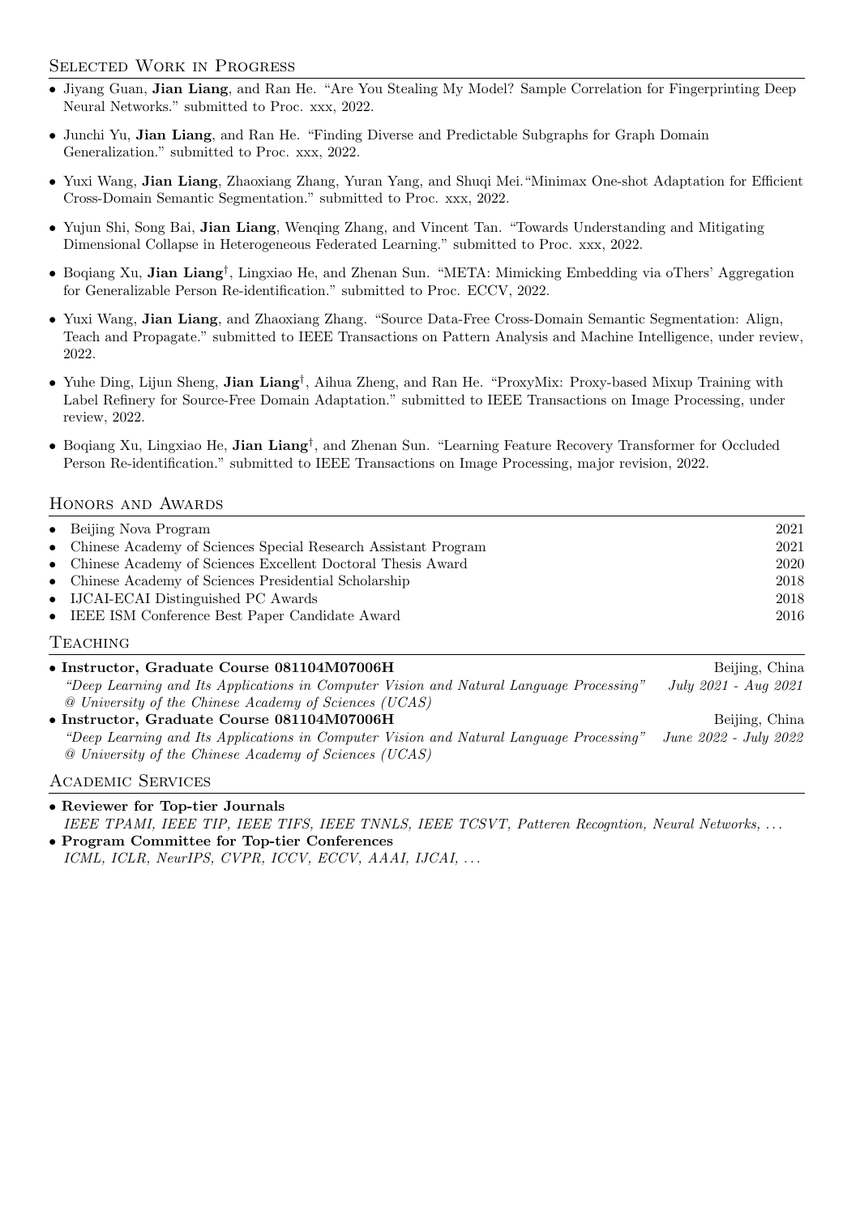## Selected Work in Progress

- Jiyang Guan, **Jian Liang**, and Ran He. "Are You Stealing My Model? Sample Correlation for Fingerprinting Deep Neural Networks." submitted to Proc. xxx, 2022.
- Junchi Yu, **Jian Liang**, and Ran He. "Finding Diverse and Predictable Subgraphs for Graph Domain Generalization." submitted to Proc. xxx, 2022.
- Yuxi Wang, **Jian Liang**, Zhaoxiang Zhang, Yuran Yang, and Shuqi Mei."Minimax One-shot Adaptation for Efficient Cross-Domain Semantic Segmentation." submitted to Proc. xxx, 2022.
- Yujun Shi, Song Bai, **Jian Liang**, Wenqing Zhang, and Vincent Tan. "Towards Understanding and Mitigating Dimensional Collapse in Heterogeneous Federated Learning." submitted to Proc. xxx, 2022.
- Boqiang Xu, **Jian Liang**†, Lingxiao He, and Zhenan Sun. "META: Mimicking Embedding via oThers' Aggregation for Generalizable Person Re-identification." submitted to Proc. ECCV, 2022.
- Yuxi Wang, **Jian Liang**, and Zhaoxiang Zhang. "Source Data-Free Cross-Domain Semantic Segmentation: Align, Teach and Propagate." submitted to IEEE Transactions on Pattern Analysis and Machine Intelligence, under review, 2022.
- Yuhe Ding, Lijun Sheng, **Jian Liang**†, Aihua Zheng, and Ran He. "ProxyMix: Proxy-based Mixup Training with Label Refinery for Source-Free Domain Adaptation." submitted to IEEE Transactions on Image Processing, under review, 2022.
- Boqiang Xu, Lingxiao He, **Jian Liang**†, and Zhenan Sun. "Learning Feature Recovery Transformer for Occluded Person Re-identification." submitted to IEEE Transactions on Image Processing, major revision, 2022.

## Honors and Awards

- Beijing Nova Program — 2021
- Chinese Academy of Sciences Special Research Assistant Program — 2021
- Chinese Academy of Sciences Excellent Doctoral Thesis Award — 2020
- Chinese Academy of Sciences Presidential Scholarship — 2018
- IJCAI-ECAI Distinguished PC Awards — 2018
- IEEE ISM Conference Best Paper Candidate Award — 2016

## Teaching

- **Instructor, Graduate Course 081104M07006H** — Beijing, China
  *"Deep Learning and Its Applications in Computer Vision and Natural Language Processing"* — *July 2021 - Aug 2021*
  *@ University of the Chinese Academy of Sciences (UCAS)*
- **Instructor, Graduate Course 081104M07006H** — Beijing, China
  *"Deep Learning and Its Applications in Computer Vision and Natural Language Processing"* — *June 2022 - July 2022*
  *@ University of the Chinese Academy of Sciences (UCAS)*

## Academic Services

- **Reviewer for Top-tier Journals**
  *IEEE TPAMI, IEEE TIP, IEEE TIFS, IEEE TNNLS, IEEE TCSVT, Patteren Recogntion, Neural Networks, ...*
- **Program Committee for Top-tier Conferences**
  *ICML, ICLR, NeurIPS, CVPR, ICCV, ECCV, AAAI, IJCAI, ...*